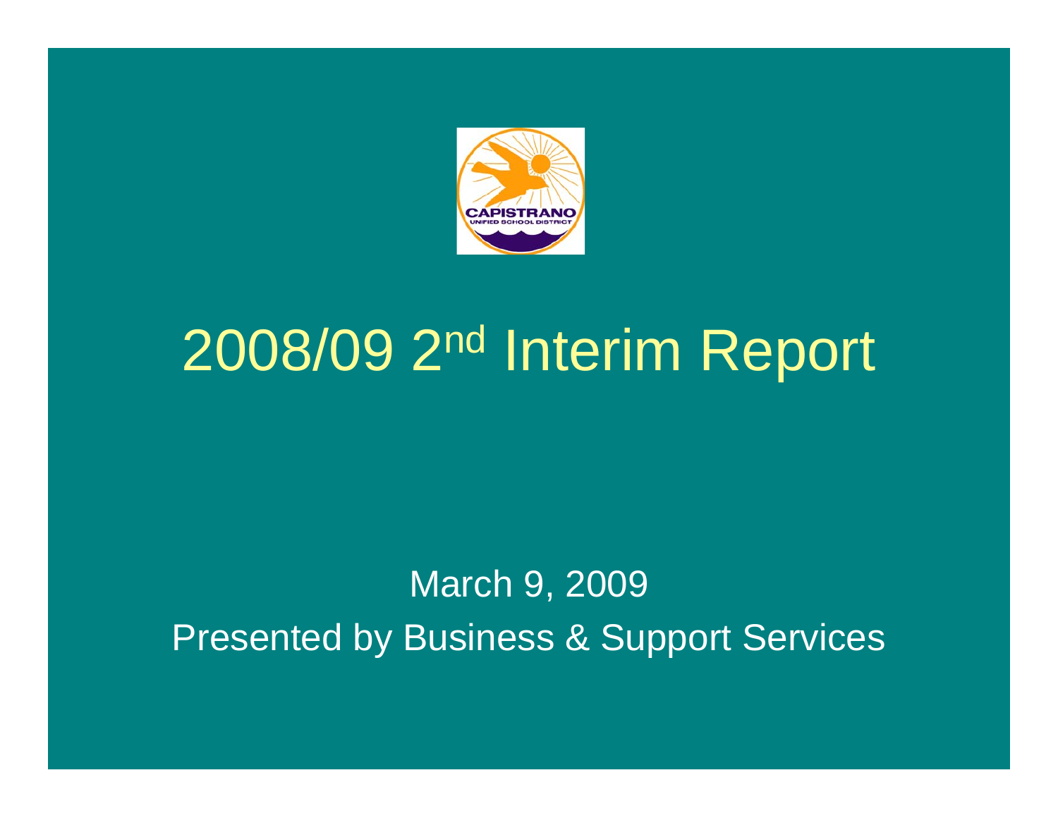# 2008/09 2nd Interim Report

March 9, 2009

Presented by Business & Support Services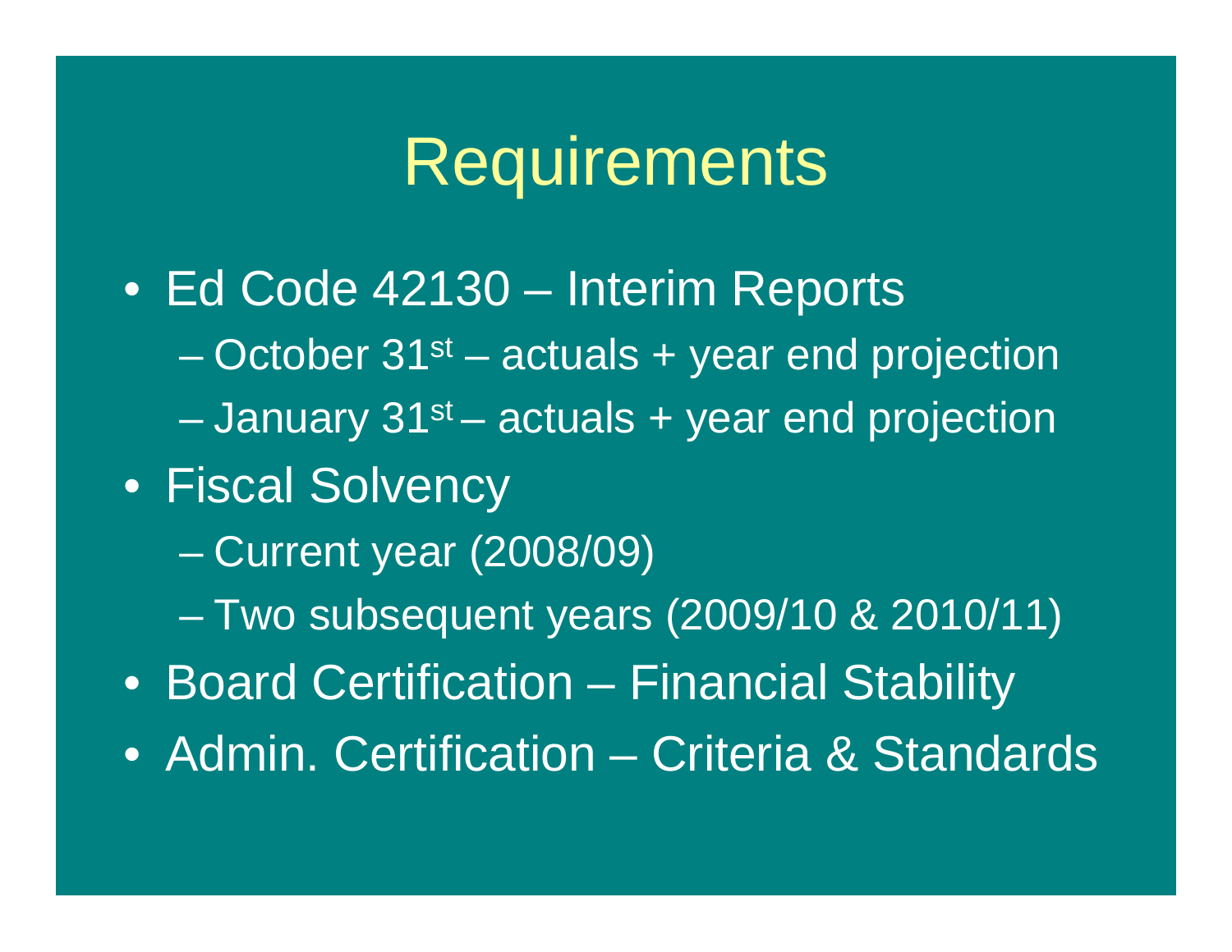# Requirements

- Ed Code 42130 – Interim Reports
  - October 31st – actuals + year end projection
  - January 31st – actuals + year end projection
- Fiscal Solvency
  - Current year (2008/09)
  - Two subsequent years (2009/10 & 2010/11)
- Board Certification – Financial Stability
- Admin. Certification – Criteria & Standards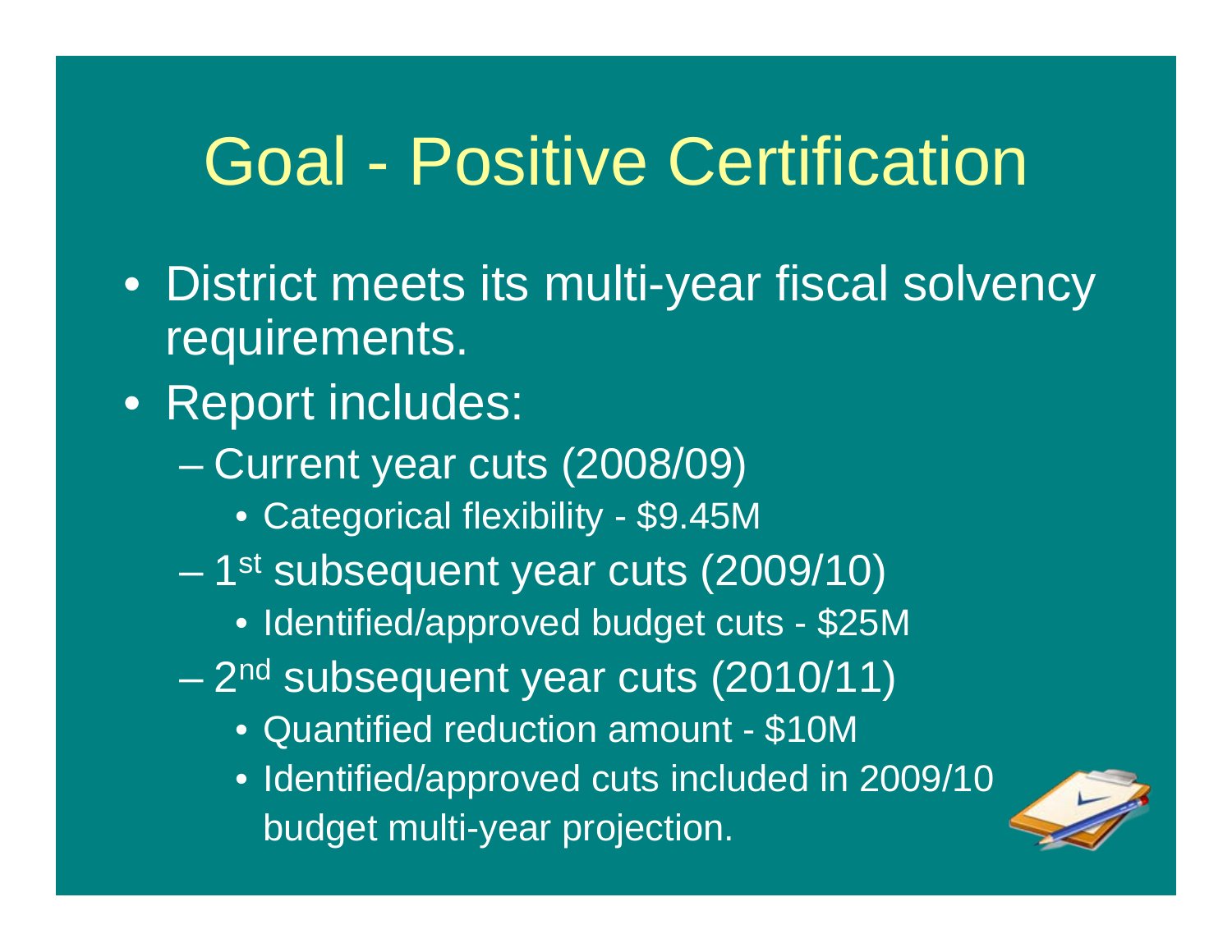# Goal - Positive Certification

- District meets its multi-year fiscal solvency requirements.
- Report includes:
  - Current year cuts (2008/09)
    - Categorical flexibility - $9.45M
  - 1st subsequent year cuts (2009/10)
    - Identified/approved budget cuts - $25M
  - 2nd subsequent year cuts (2010/11)
    - Quantified reduction amount - $10M
    - Identified/approved cuts included in 2009/10 budget multi-year projection.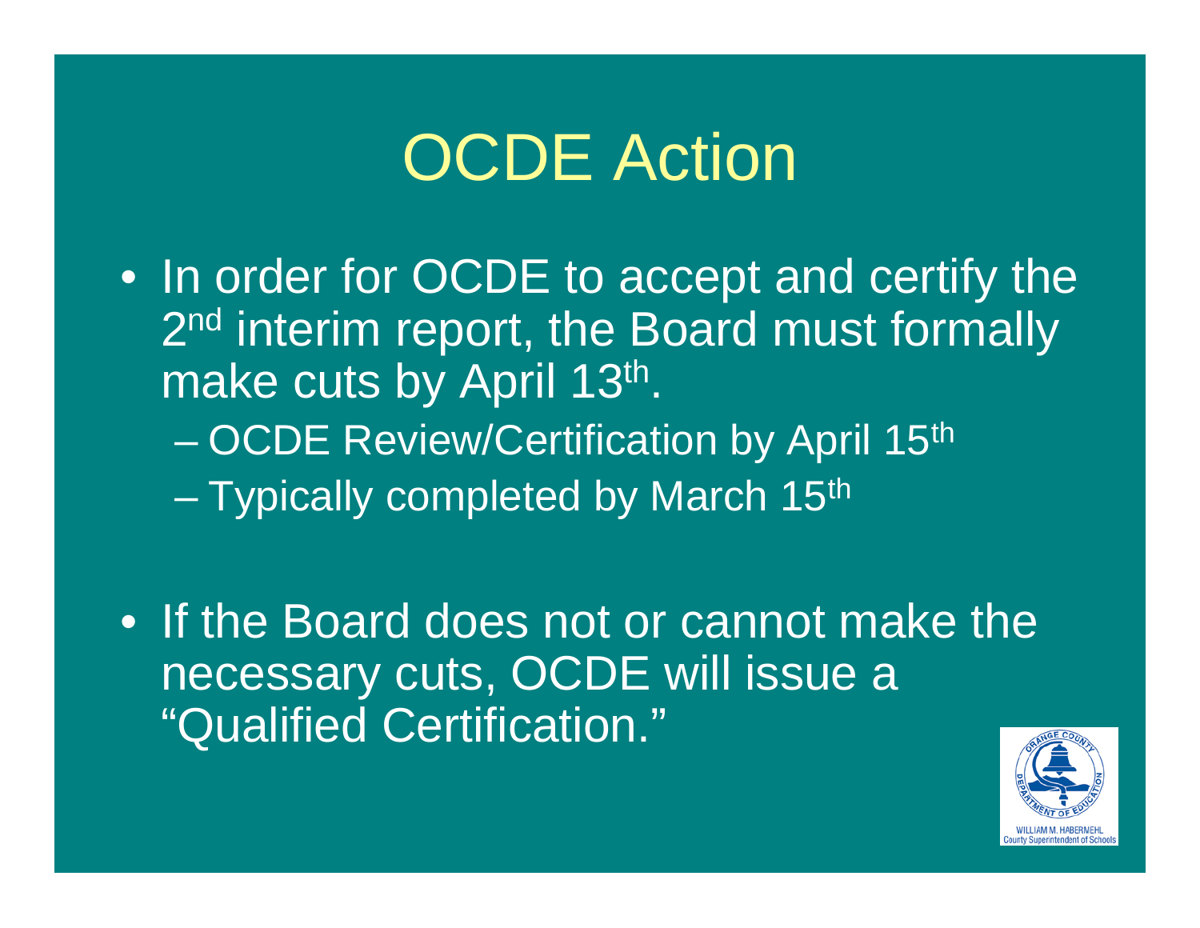# OCDE Action

- In order for OCDE to accept and certify the 2nd interim report, the Board must formally make cuts by April 13th.
  - OCDE Review/Certification by April 15th
  - Typically completed by March 15th

- If the Board does not or cannot make the necessary cuts, OCDE will issue a "Qualified Certification."

WILLIAM M. HABERMEHL
County Superintendent of Schools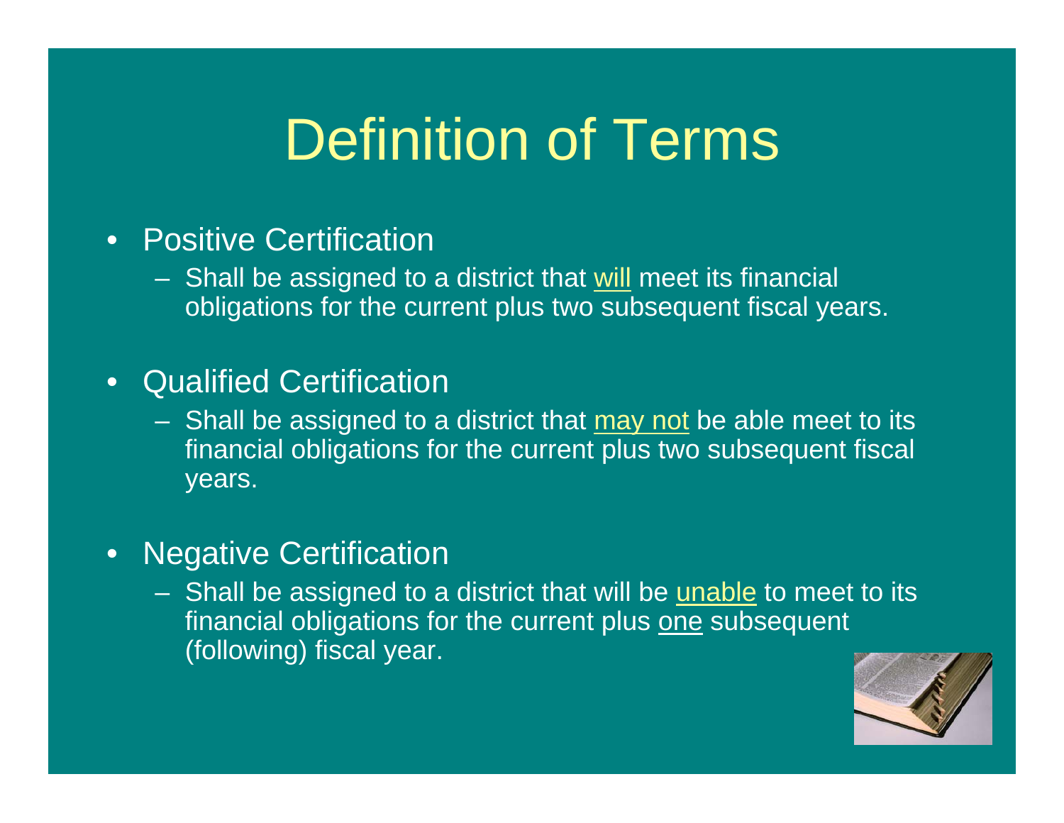# Definition of Terms

- Positive Certification
  - Shall be assigned to a district that will meet its financial obligations for the current plus two subsequent fiscal years.
- Qualified Certification
  - Shall be assigned to a district that may not be able meet to its financial obligations for the current plus two subsequent fiscal years.
- Negative Certification
  - Shall be assigned to a district that will be unable to meet to its financial obligations for the current plus one subsequent (following) fiscal year.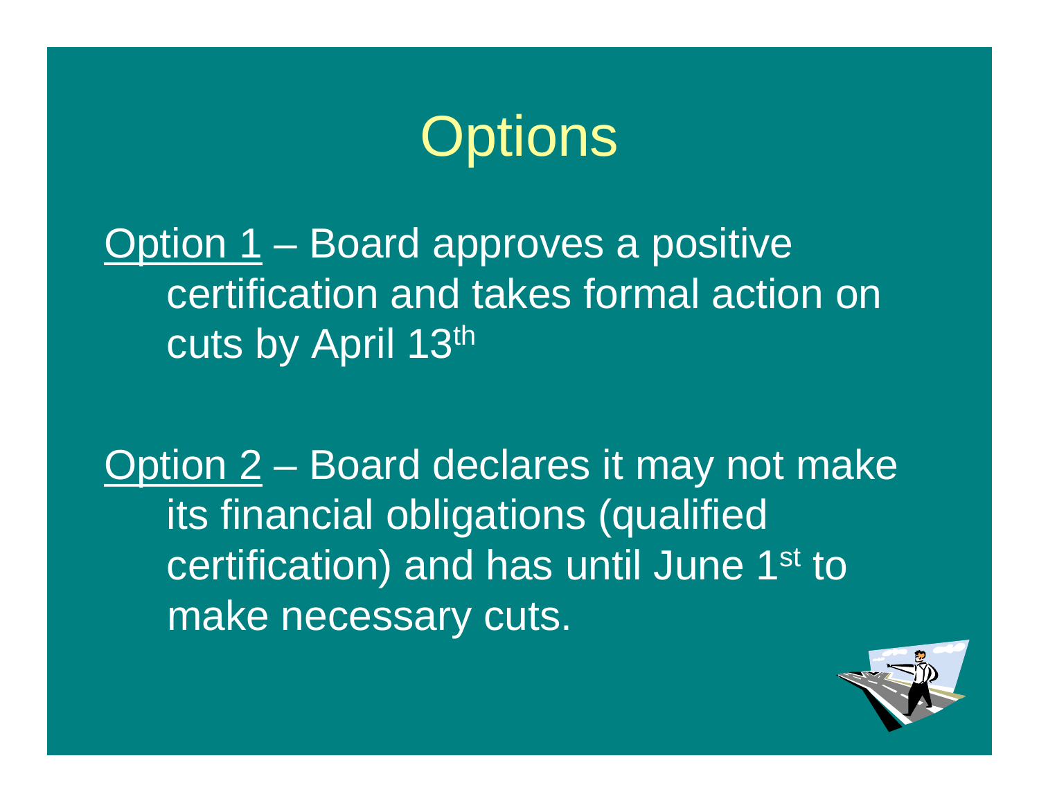# Options

Option 1 – Board approves a positive certification and takes formal action on cuts by April 13th

Option 2 – Board declares it may not make its financial obligations (qualified certification) and has until June 1st to make necessary cuts.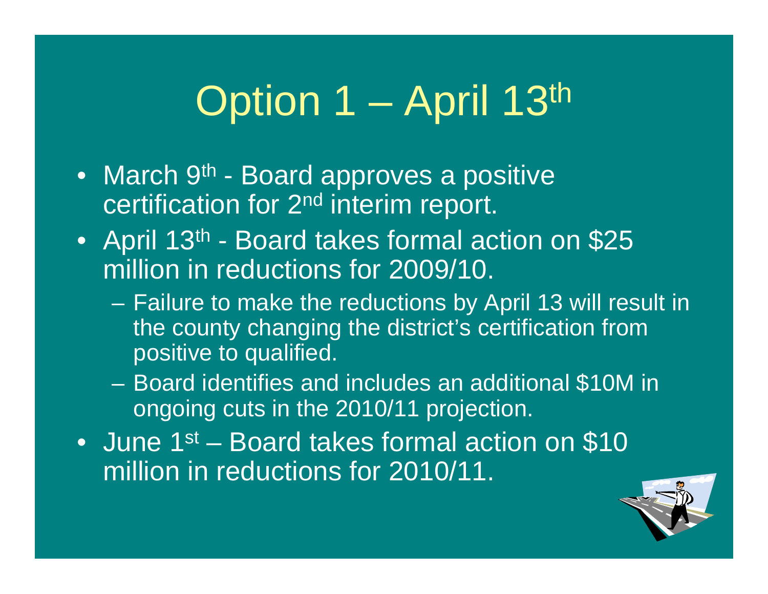# Option 1 – April 13th

- March 9th - Board approves a positive certification for 2nd interim report.
- April 13th - Board takes formal action on $25 million in reductions for 2009/10.
  - Failure to make the reductions by April 13 will result in the county changing the district's certification from positive to qualified.
  - Board identifies and includes an additional $10M in ongoing cuts in the 2010/11 projection.
- June 1st – Board takes formal action on $10 million in reductions for 2010/11.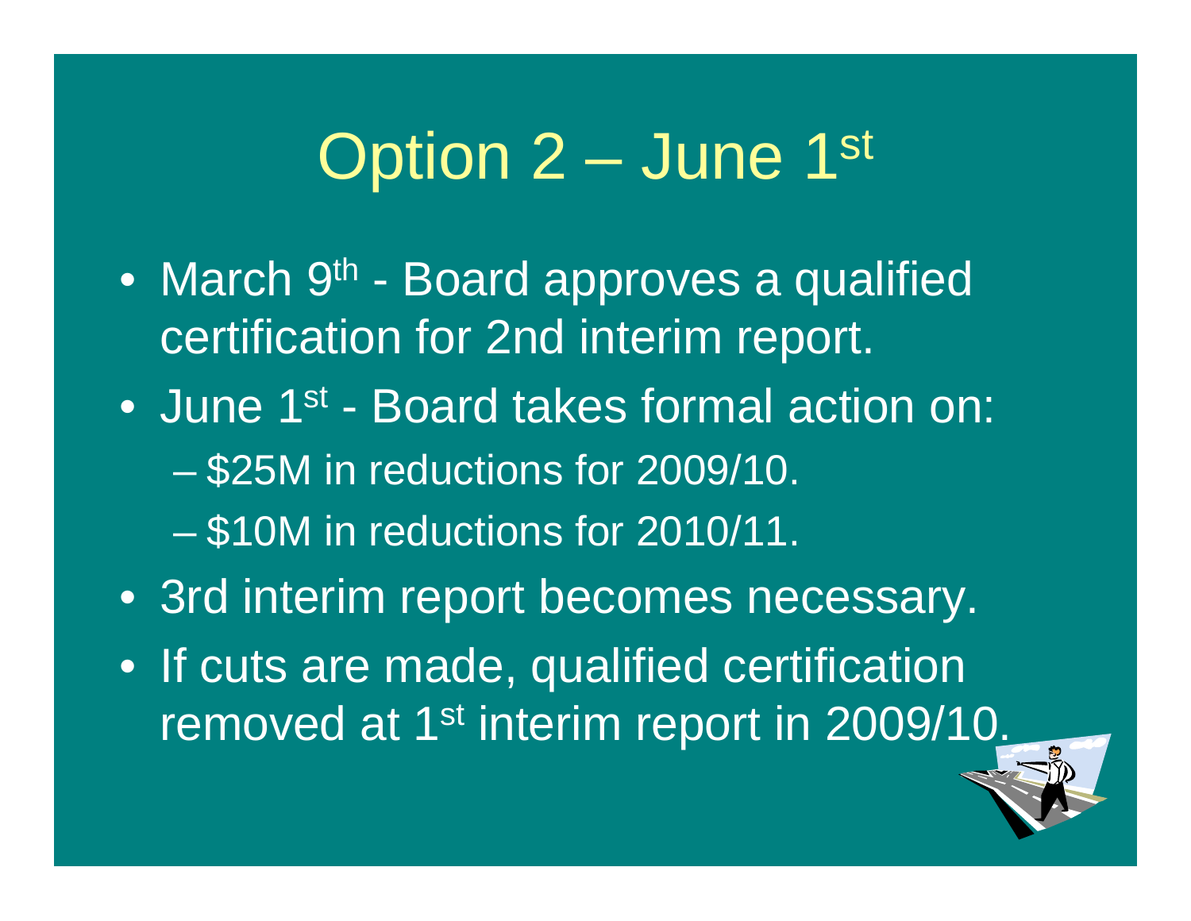# Option 2 – June 1st

- March 9th - Board approves a qualified certification for 2nd interim report.
- June 1st - Board takes formal action on:
  - $25M in reductions for 2009/10.
  - $10M in reductions for 2010/11.
- 3rd interim report becomes necessary.
- If cuts are made, qualified certification removed at 1st interim report in 2009/10.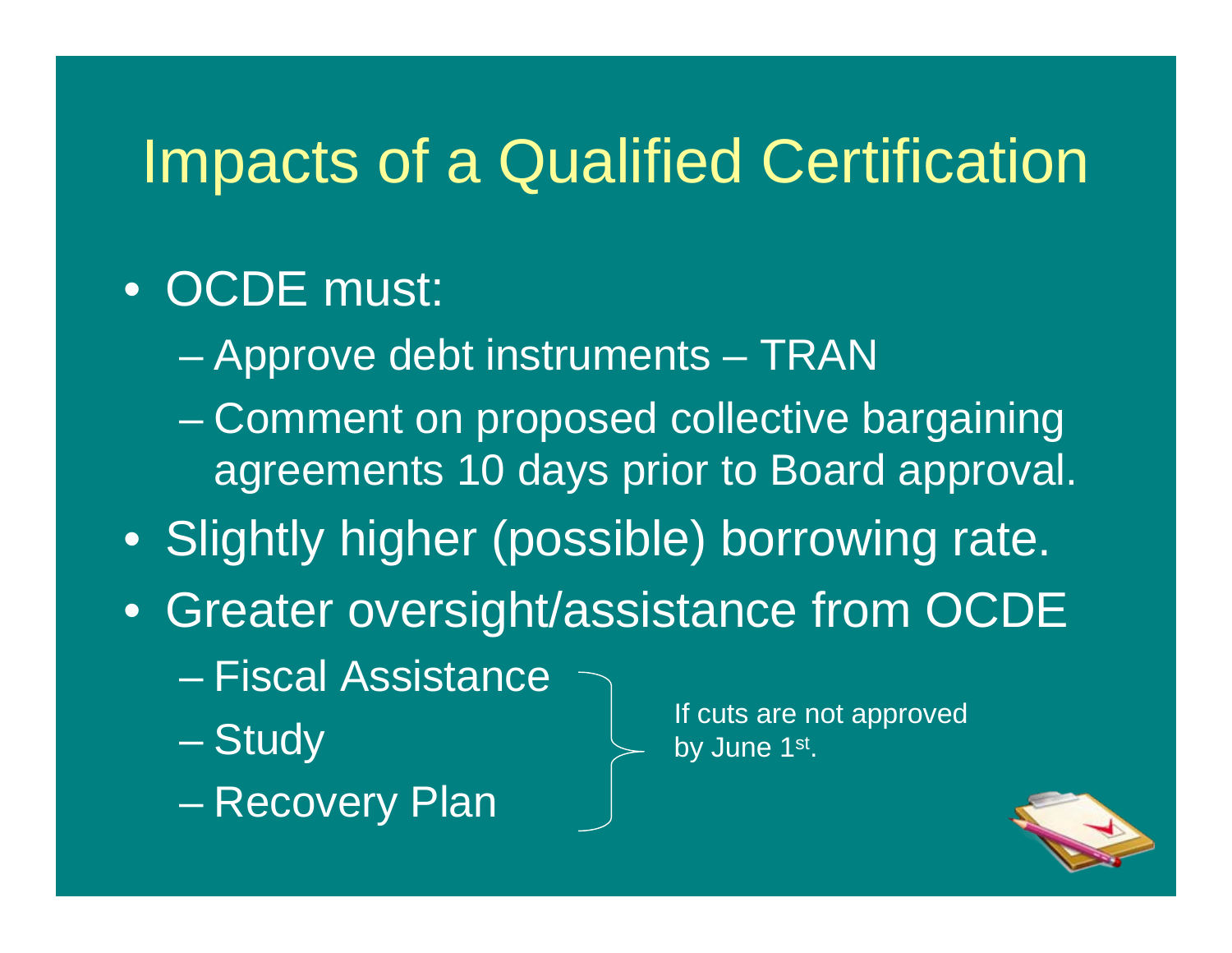# Impacts of a Qualified Certification

- OCDE must:
  - Approve debt instruments – TRAN
  - Comment on proposed collective bargaining agreements 10 days prior to Board approval.
- Slightly higher (possible) borrowing rate.
- Greater oversight/assistance from OCDE
  - Fiscal Assistance
  - Study
  - Recovery Plan

If cuts are not approved by June 1st.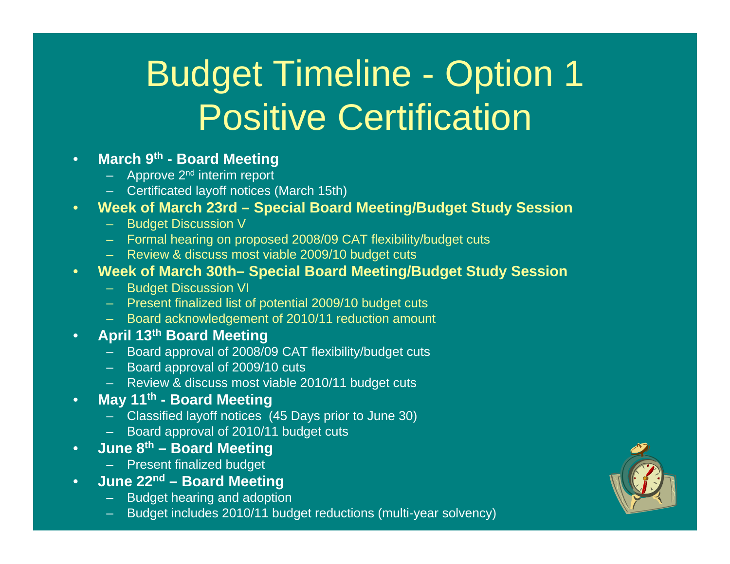# Budget Timeline - Option 1 Positive Certification

- **March 9th - Board Meeting**
  - Approve 2nd interim report
  - Certificated layoff notices (March 15th)
- **Week of March 23rd – Special Board Meeting/Budget Study Session**
  - Budget Discussion V
  - Formal hearing on proposed 2008/09 CAT flexibility/budget cuts
  - Review & discuss most viable 2009/10 budget cuts
- **Week of March 30th– Special Board Meeting/Budget Study Session**
  - Budget Discussion VI
  - Present finalized list of potential 2009/10 budget cuts
  - Board acknowledgement of 2010/11 reduction amount
- **April 13th Board Meeting**
  - Board approval of 2008/09 CAT flexibility/budget cuts
  - Board approval of 2009/10 cuts
  - Review & discuss most viable 2010/11 budget cuts
- **May 11th - Board Meeting**
  - Classified layoff notices (45 Days prior to June 30)
  - Board approval of 2010/11 budget cuts
- **June 8th – Board Meeting**
  - Present finalized budget
- **June 22nd – Board Meeting**
  - Budget hearing and adoption
  - Budget includes 2010/11 budget reductions (multi-year solvency)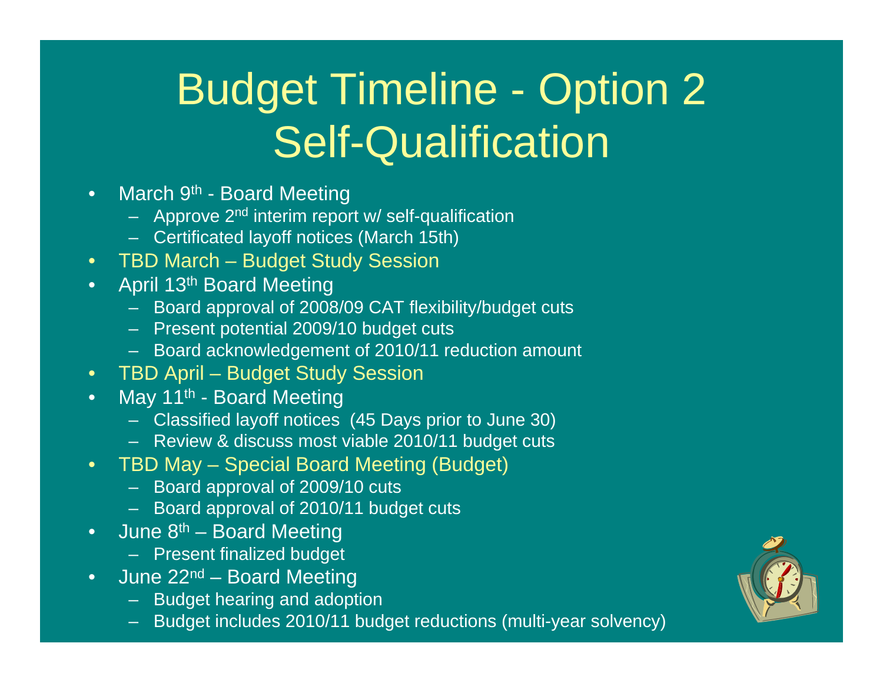# Budget Timeline - Option 2 Self-Qualification

- March 9th - Board Meeting
  - Approve 2nd interim report w/ self-qualification
  - Certificated layoff notices (March 15th)
- TBD March – Budget Study Session
- April 13th Board Meeting
  - Board approval of 2008/09 CAT flexibility/budget cuts
  - Present potential 2009/10 budget cuts
  - Board acknowledgement of 2010/11 reduction amount
- TBD April – Budget Study Session
- May 11th - Board Meeting
  - Classified layoff notices (45 Days prior to June 30)
  - Review & discuss most viable 2010/11 budget cuts
- TBD May – Special Board Meeting (Budget)
  - Board approval of 2009/10 cuts
  - Board approval of 2010/11 budget cuts
- June 8th – Board Meeting
  - Present finalized budget
- June 22nd – Board Meeting
  - Budget hearing and adoption
  - Budget includes 2010/11 budget reductions (multi-year solvency)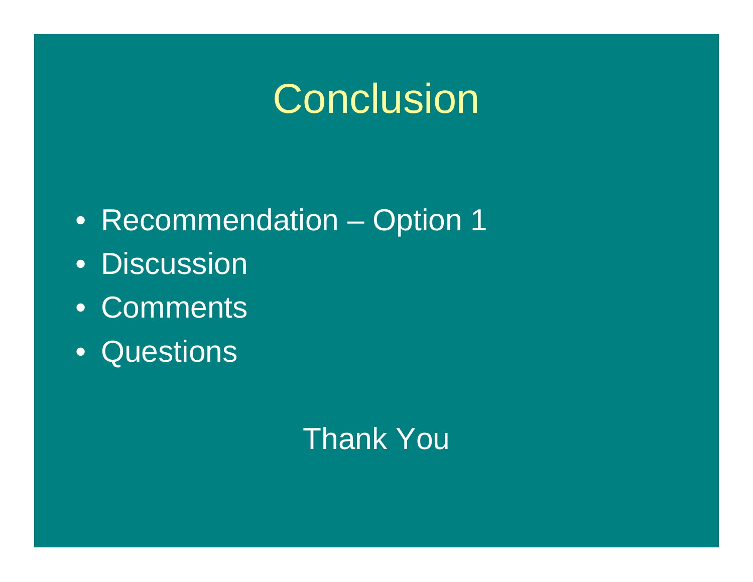# Conclusion

- Recommendation – Option 1
- Discussion
- Comments
- Questions

Thank You